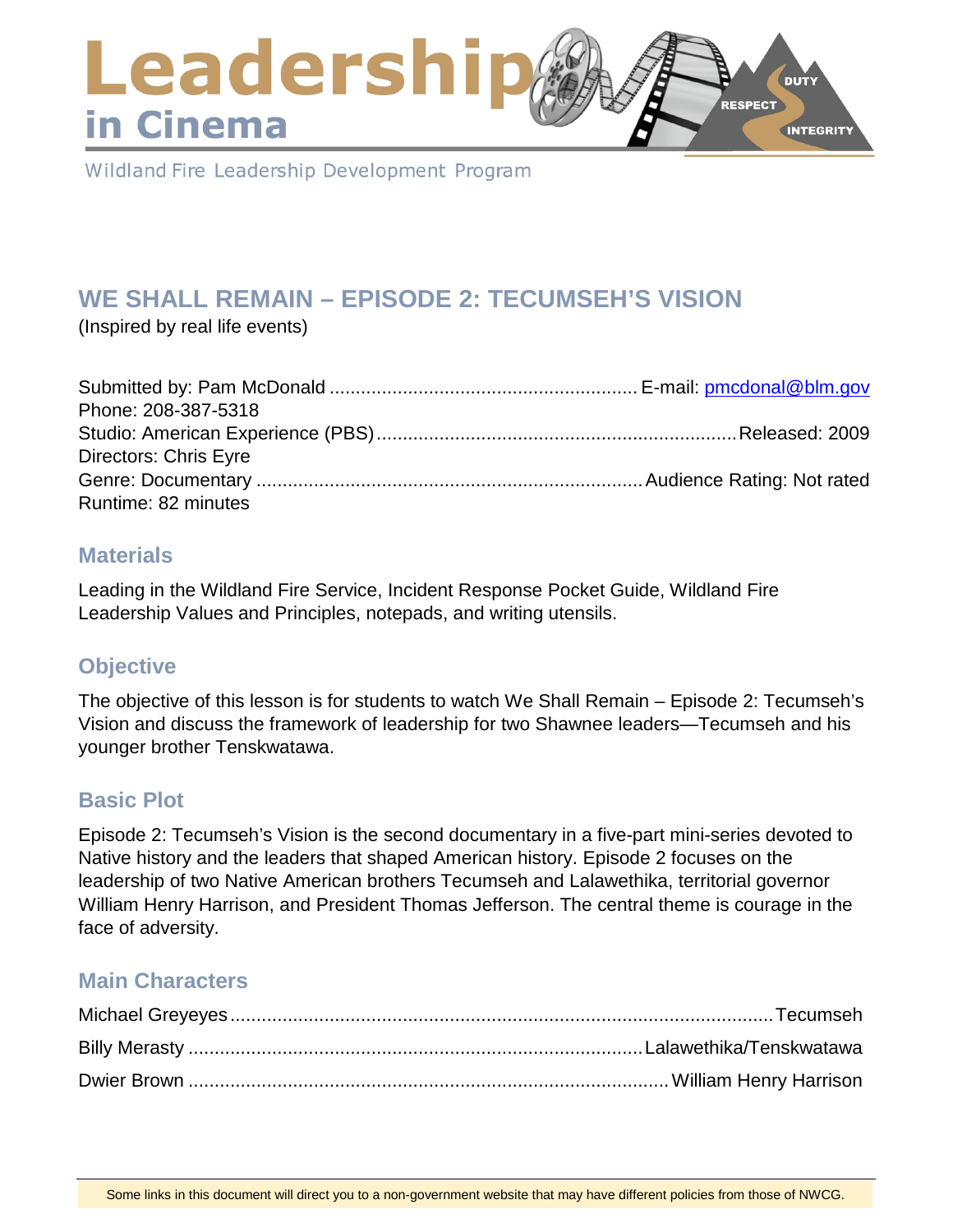# Leadership in Cinema

Wildland Fire Leadership Development Program

## WE SHALL REMAIN – EPISODE 2: TECUMSEH'S VISION

(Inspired by real life events)

Submitted by: Pam McDonald ........................................................... E-mail: [pmcdonal@blm.gov](mailto:pmcdonal@blm.gov)
Phone: 208-387-5318
Studio: American Experience (PBS) ..................................................................... Released: 2009
Directors: Chris Eyre
Genre: Documentary ......................................................................... Audience Rating: Not rated
Runtime: 82 minutes

### Materials

Leading in the Wildland Fire Service, Incident Response Pocket Guide, Wildland Fire Leadership Values and Principles, notepads, and writing utensils.

### Objective

The objective of this lesson is for students to watch We Shall Remain – Episode 2: Tecumseh's Vision and discuss the framework of leadership for two Shawnee leaders—Tecumseh and his younger brother Tenskwatawa.

### Basic Plot

Episode 2: Tecumseh's Vision is the second documentary in a five-part mini-series devoted to Native history and the leaders that shaped American history. Episode 2 focuses on the leadership of two Native American brothers Tecumseh and Lalawethika, territorial governor William Henry Harrison, and President Thomas Jefferson. The central theme is courage in the face of adversity.

### Main Characters

Michael Greyeyes ........................................................................................................ Tecumseh
Billy Merasty ...................................................................................... Lalawethika/Tenskwatawa
Dwier Brown ............................................................................................ William Henry Harrison

Some links in this document will direct you to a non-government website that may have different policies from those of NWCG.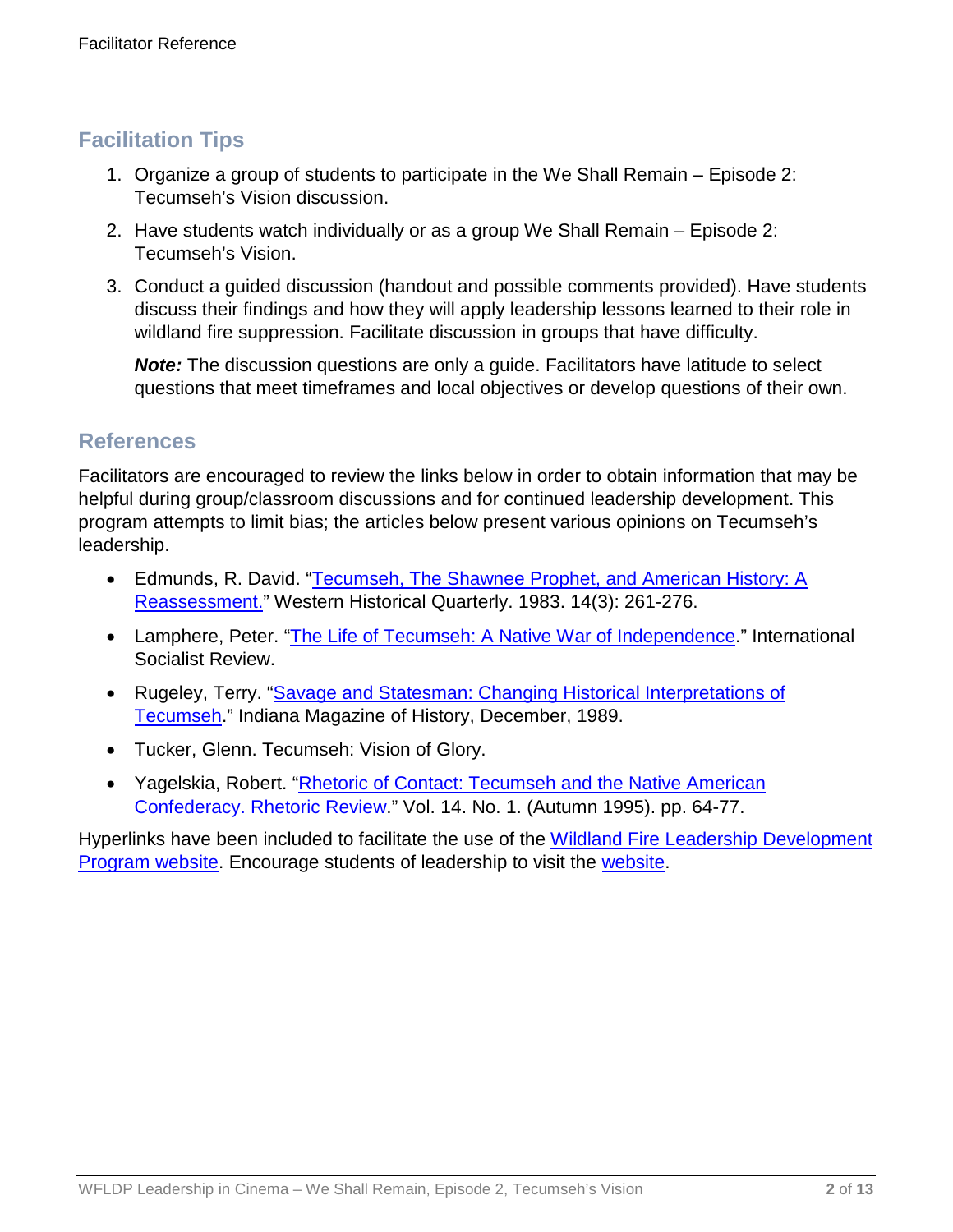## Facilitation Tips

1. Organize a group of students to participate in the We Shall Remain – Episode 2: Tecumseh's Vision discussion.
2. Have students watch individually or as a group We Shall Remain – Episode 2: Tecumseh's Vision.
3. Conduct a guided discussion (handout and possible comments provided). Have students discuss their findings and how they will apply leadership lessons learned to their role in wildland fire suppression. Facilitate discussion in groups that have difficulty.

   ***Note:*** The discussion questions are only a guide. Facilitators have latitude to select questions that meet timeframes and local objectives or develop questions of their own.

## References

Facilitators are encouraged to review the links below in order to obtain information that may be helpful during group/classroom discussions and for continued leadership development. This program attempts to limit bias; the articles below present various opinions on Tecumseh's leadership.

- Edmunds, R. David. "Tecumseh, The Shawnee Prophet, and American History: A Reassessment." Western Historical Quarterly. 1983. 14(3): 261-276.
- Lamphere, Peter. "The Life of Tecumseh: A Native War of Independence." International Socialist Review.
- Rugeley, Terry. "Savage and Statesman: Changing Historical Interpretations of Tecumseh." Indiana Magazine of History, December, 1989.
- Tucker, Glenn. Tecumseh: Vision of Glory.
- Yagelskia, Robert. "Rhetoric of Contact: Tecumseh and the Native American Confederacy. Rhetoric Review." Vol. 14. No. 1. (Autumn 1995). pp. 64-77.

Hyperlinks have been included to facilitate the use of the Wildland Fire Leadership Development Program website. Encourage students of leadership to visit the website.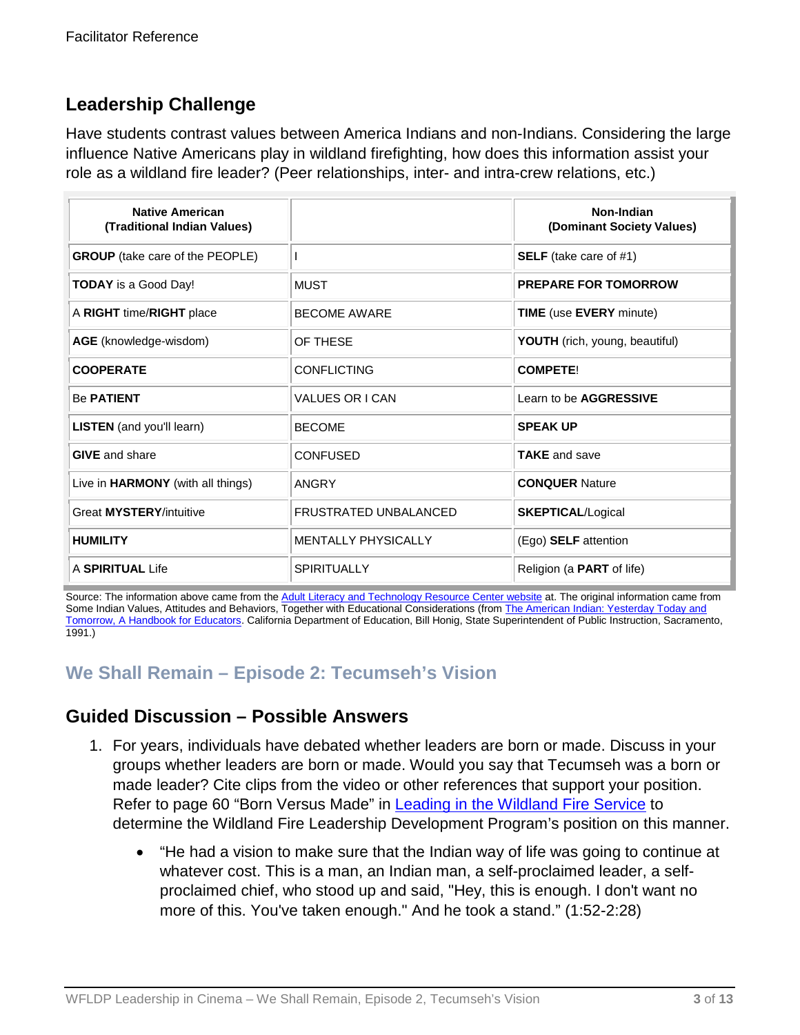## Leadership Challenge

Have students contrast values between America Indians and non-Indians. Considering the large influence Native Americans play in wildland firefighting, how does this information assist your role as a wildland fire leader? (Peer relationships, inter- and intra-crew relations, etc.)

| **Native American (Traditional Indian Values)** | | **Non-Indian (Dominant Society Values)** |
|---|---|---|
| **GROUP** (take care of the PEOPLE) | I | **SELF** (take care of #1) |
| **TODAY** is a Good Day! | MUST | **PREPARE FOR TOMORROW** |
| A **RIGHT** time/**RIGHT** place | BECOME AWARE | **TIME** (use **EVERY** minute) |
| **AGE** (knowledge-wisdom) | OF THESE | **YOUTH** (rich, young, beautiful) |
| **COOPERATE** | CONFLICTING | **COMPETE**! |
| Be **PATIENT** | VALUES OR I CAN | Learn to be **AGGRESSIVE** |
| **LISTEN** (and you'll learn) | BECOME | **SPEAK UP** |
| **GIVE** and share | CONFUSED | **TAKE** and save |
| Live in **HARMONY** (with all things) | ANGRY | **CONQUER** Nature |
| Great **MYSTERY**/intuitive | FRUSTRATED UNBALANCED | **SKEPTICAL**/Logical |
| **HUMILITY** | MENTALLY PHYSICALLY | (Ego) **SELF** attention |
| A **SPIRITUAL** Life | SPIRITUALLY | Religion (a **PART** of life) |

Source: The information above came from the Adult Literacy and Technology Resource Center website at. The original information came from Some Indian Values, Attitudes and Behaviors, Together with Educational Considerations (from The American Indian: Yesterday Today and Tomorrow, A Handbook for Educators. California Department of Education, Bill Honig, State Superintendent of Public Instruction, Sacramento, 1991.)

## We Shall Remain – Episode 2: Tecumseh's Vision

## Guided Discussion – Possible Answers

1. For years, individuals have debated whether leaders are born or made. Discuss in your groups whether leaders are born or made. Would you say that Tecumseh was a born or made leader? Cite clips from the video or other references that support your position. Refer to page 60 "Born Versus Made" in Leading in the Wildland Fire Service to determine the Wildland Fire Leadership Development Program's position on this manner.
   - "He had a vision to make sure that the Indian way of life was going to continue at whatever cost. This is a man, an Indian man, a self-proclaimed leader, a self-proclaimed chief, who stood up and said, "Hey, this is enough. I don't want no more of this. You've taken enough." And he took a stand." (1:52-2:28)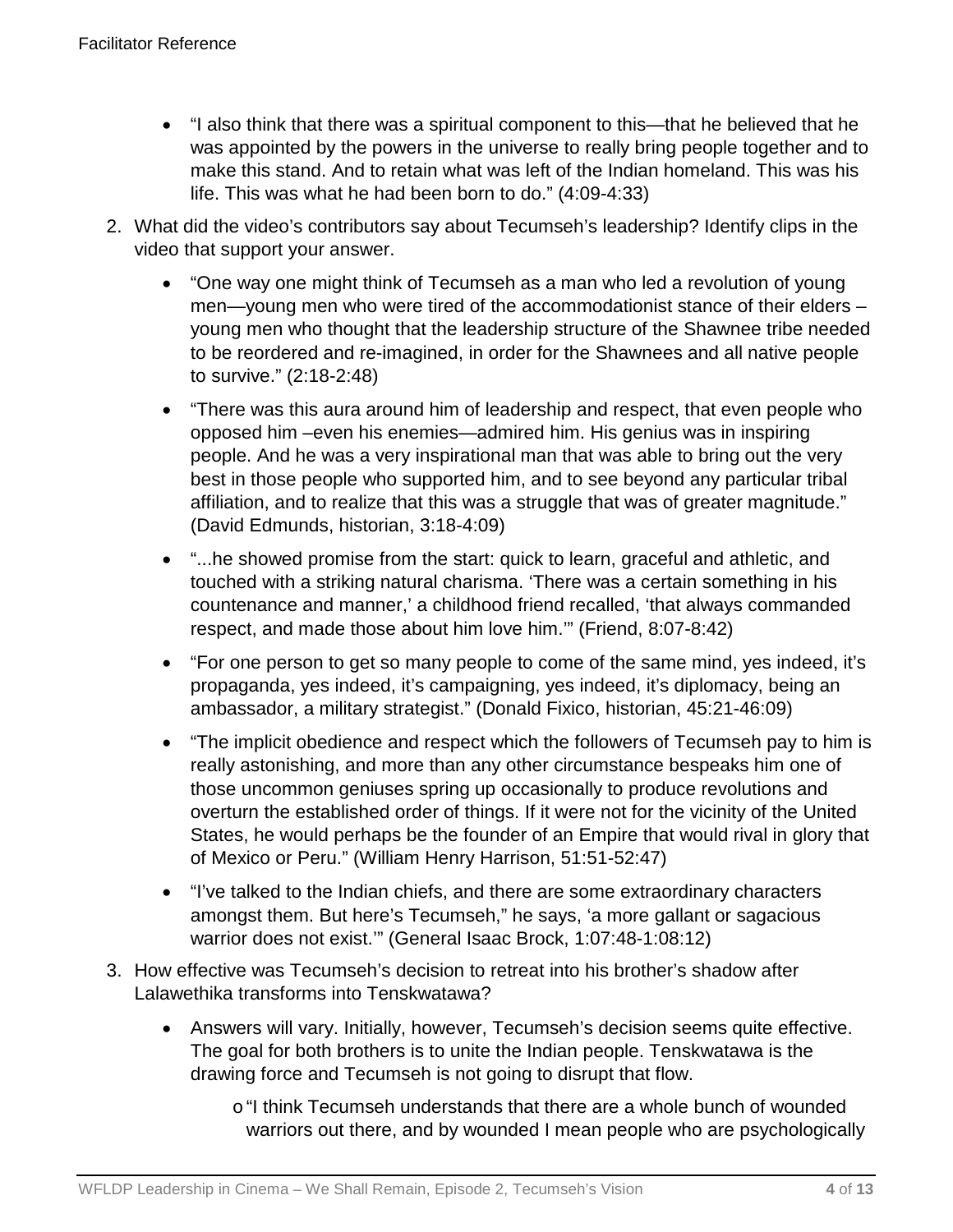- "I also think that there was a spiritual component to this—that he believed that he was appointed by the powers in the universe to really bring people together and to make this stand. And to retain what was left of the Indian homeland. This was his life. This was what he had been born to do." (4:09-4:33)

2. What did the video's contributors say about Tecumseh's leadership? Identify clips in the video that support your answer.

   - "One way one might think of Tecumseh as a man who led a revolution of young men—young men who were tired of the accommodationist stance of their elders – young men who thought that the leadership structure of the Shawnee tribe needed to be reordered and re-imagined, in order for the Shawnees and all native people to survive." (2:18-2:48)
   - "There was this aura around him of leadership and respect, that even people who opposed him –even his enemies—admired him. His genius was in inspiring people. And he was a very inspirational man that was able to bring out the very best in those people who supported him, and to see beyond any particular tribal affiliation, and to realize that this was a struggle that was of greater magnitude." (David Edmunds, historian, 3:18-4:09)
   - "...he showed promise from the start: quick to learn, graceful and athletic, and touched with a striking natural charisma. 'There was a certain something in his countenance and manner,' a childhood friend recalled, 'that always commanded respect, and made those about him love him.'" (Friend, 8:07-8:42)
   - "For one person to get so many people to come of the same mind, yes indeed, it's propaganda, yes indeed, it's campaigning, yes indeed, it's diplomacy, being an ambassador, a military strategist." (Donald Fixico, historian, 45:21-46:09)
   - "The implicit obedience and respect which the followers of Tecumseh pay to him is really astonishing, and more than any other circumstance bespeaks him one of those uncommon geniuses spring up occasionally to produce revolutions and overturn the established order of things. If it were not for the vicinity of the United States, he would perhaps be the founder of an Empire that would rival in glory that of Mexico or Peru." (William Henry Harrison, 51:51-52:47)
   - "I've talked to the Indian chiefs, and there are some extraordinary characters amongst them. But here's Tecumseh," he says, 'a more gallant or sagacious warrior does not exist.'" (General Isaac Brock, 1:07:48-1:08:12)

3. How effective was Tecumseh's decision to retreat into his brother's shadow after Lalawethika transforms into Tenskwatawa?

   - Answers will vary. Initially, however, Tecumseh's decision seems quite effective. The goal for both brothers is to unite the Indian people. Tenskwatawa is the drawing force and Tecumseh is not going to disrupt that flow.
     - "I think Tecumseh understands that there are a whole bunch of wounded warriors out there, and by wounded I mean people who are psychologically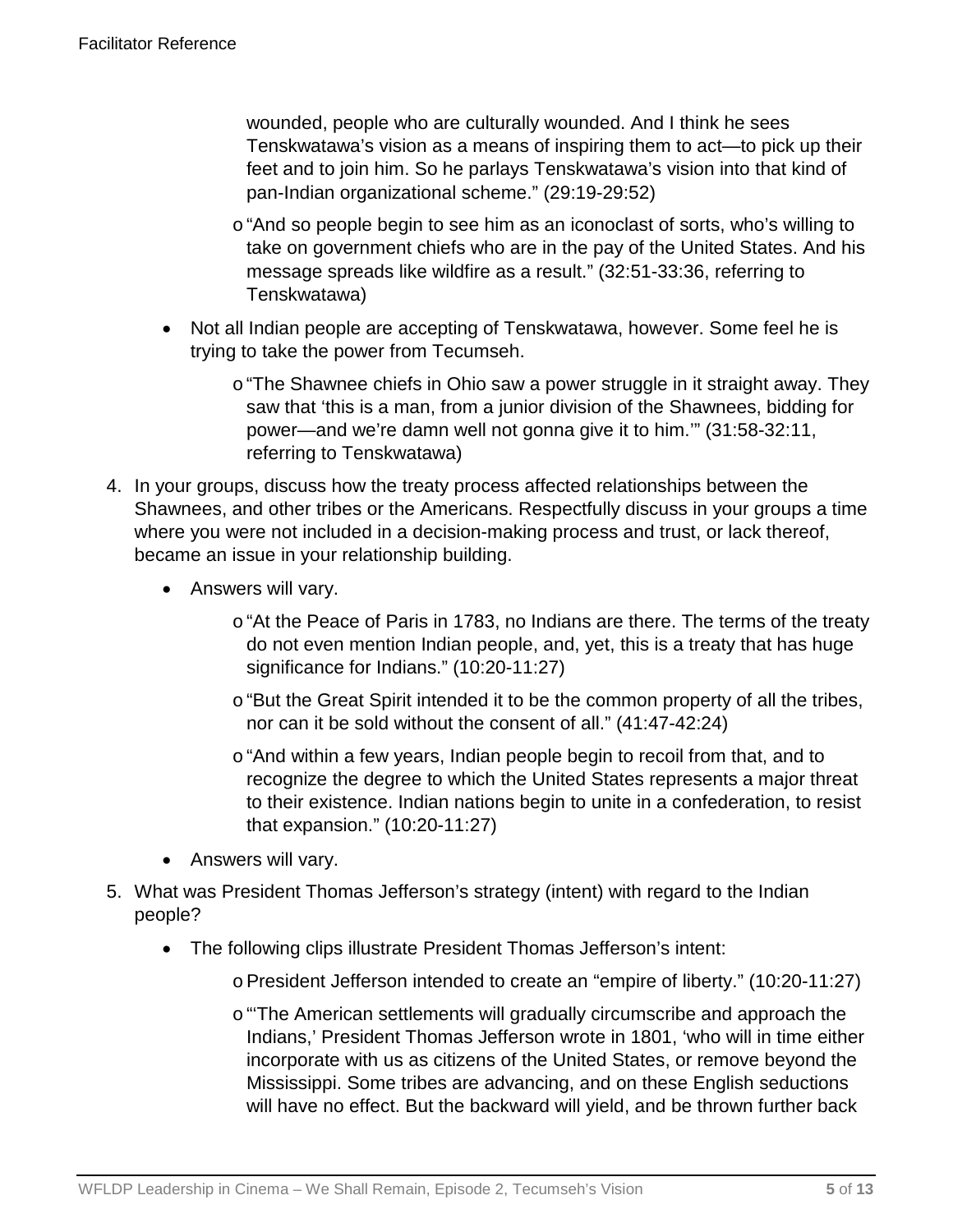wounded, people who are culturally wounded. And I think he sees Tenskwatawa's vision as a means of inspiring them to act—to pick up their feet and to join him. So he parlays Tenskwatawa's vision into that kind of pan-Indian organizational scheme." (29:19-29:52)

  - "And so people begin to see him as an iconoclast of sorts, who's willing to take on government chiefs who are in the pay of the United States. And his message spreads like wildfire as a result." (32:51-33:36, referring to Tenskwatawa)

- Not all Indian people are accepting of Tenskwatawa, however. Some feel he is trying to take the power from Tecumseh.
  - "The Shawnee chiefs in Ohio saw a power struggle in it straight away. They saw that 'this is a man, from a junior division of the Shawnees, bidding for power—and we're damn well not gonna give it to him.'" (31:58-32:11, referring to Tenskwatawa)

4. In your groups, discuss how the treaty process affected relationships between the Shawnees, and other tribes or the Americans. Respectfully discuss in your groups a time where you were not included in a decision-making process and trust, or lack thereof, became an issue in your relationship building.
   - Answers will vary.
     - "At the Peace of Paris in 1783, no Indians are there. The terms of the treaty do not even mention Indian people, and, yet, this is a treaty that has huge significance for Indians." (10:20-11:27)
     - "But the Great Spirit intended it to be the common property of all the tribes, nor can it be sold without the consent of all." (41:47-42:24)
     - "And within a few years, Indian people begin to recoil from that, and to recognize the degree to which the United States represents a major threat to their existence. Indian nations begin to unite in a confederation, to resist that expansion." (10:20-11:27)
   - Answers will vary.

5. What was President Thomas Jefferson's strategy (intent) with regard to the Indian people?
   - The following clips illustrate President Thomas Jefferson's intent:
     - President Jefferson intended to create an "empire of liberty." (10:20-11:27)
     - "'The American settlements will gradually circumscribe and approach the Indians,' President Thomas Jefferson wrote in 1801, 'who will in time either incorporate with us as citizens of the United States, or remove beyond the Mississippi. Some tribes are advancing, and on these English seductions will have no effect. But the backward will yield, and be thrown further back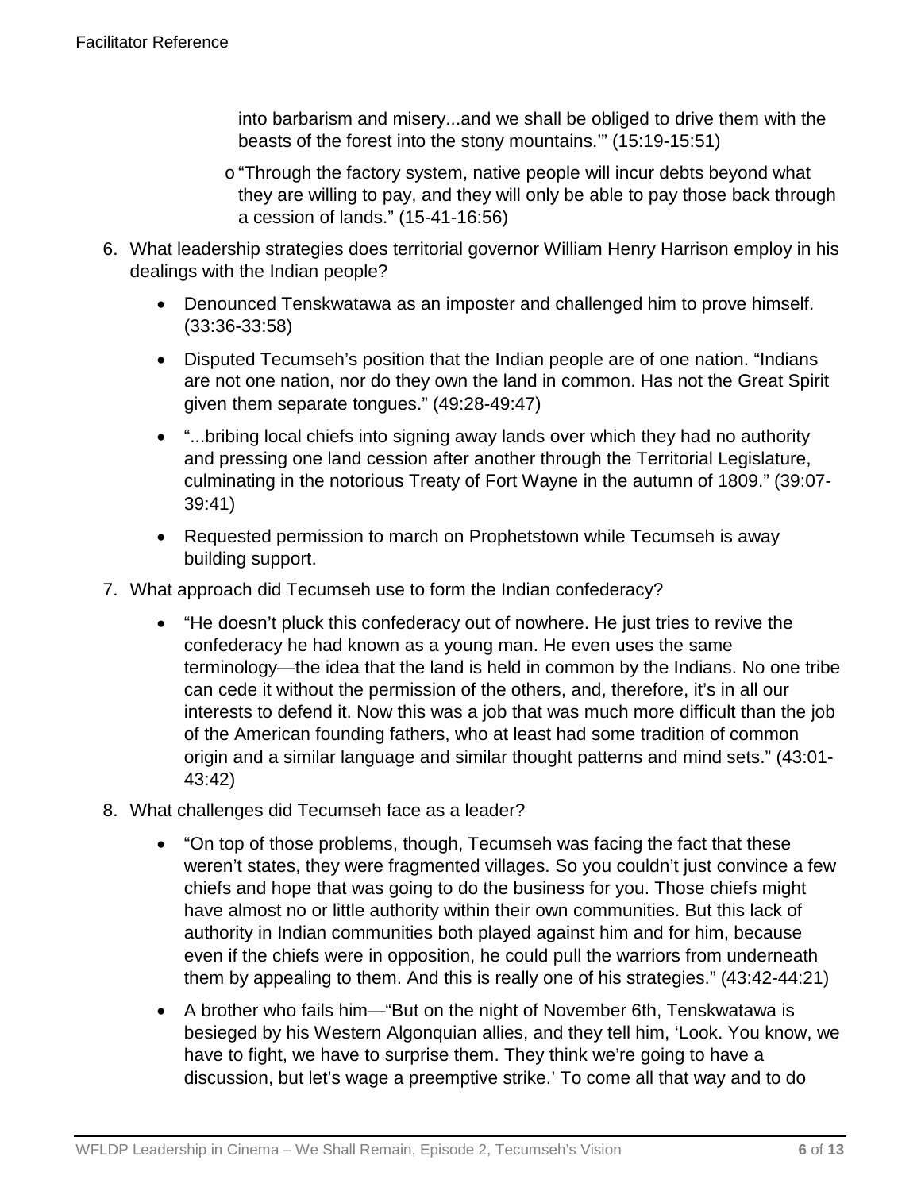into barbarism and misery...and we shall be obliged to drive them with the beasts of the forest into the stony mountains.'" (15:19-15:51)

  - "Through the factory system, native people will incur debts beyond what they are willing to pay, and they will only be able to pay those back through a cession of lands." (15-41-16:56)

6. What leadership strategies does territorial governor William Henry Harrison employ in his dealings with the Indian people?
   - Denounced Tenskwatawa as an imposter and challenged him to prove himself. (33:36-33:58)
   - Disputed Tecumseh's position that the Indian people are of one nation. "Indians are not one nation, nor do they own the land in common. Has not the Great Spirit given them separate tongues." (49:28-49:47)
   - "...bribing local chiefs into signing away lands over which they had no authority and pressing one land cession after another through the Territorial Legislature, culminating in the notorious Treaty of Fort Wayne in the autumn of 1809." (39:07-39:41)
   - Requested permission to march on Prophetstown while Tecumseh is away building support.
7. What approach did Tecumseh use to form the Indian confederacy?
   - "He doesn't pluck this confederacy out of nowhere. He just tries to revive the confederacy he had known as a young man. He even uses the same terminology—the idea that the land is held in common by the Indians. No one tribe can cede it without the permission of the others, and, therefore, it's in all our interests to defend it. Now this was a job that was much more difficult than the job of the American founding fathers, who at least had some tradition of common origin and a similar language and similar thought patterns and mind sets." (43:01-43:42)
8. What challenges did Tecumseh face as a leader?
   - "On top of those problems, though, Tecumseh was facing the fact that these weren't states, they were fragmented villages. So you couldn't just convince a few chiefs and hope that was going to do the business for you. Those chiefs might have almost no or little authority within their own communities. But this lack of authority in Indian communities both played against him and for him, because even if the chiefs were in opposition, he could pull the warriors from underneath them by appealing to them. And this is really one of his strategies." (43:42-44:21)
   - A brother who fails him—"But on the night of November 6th, Tenskwatawa is besieged by his Western Algonquian allies, and they tell him, 'Look. You know, we have to fight, we have to surprise them. They think we're going to have a discussion, but let's wage a preemptive strike.' To come all that way and to do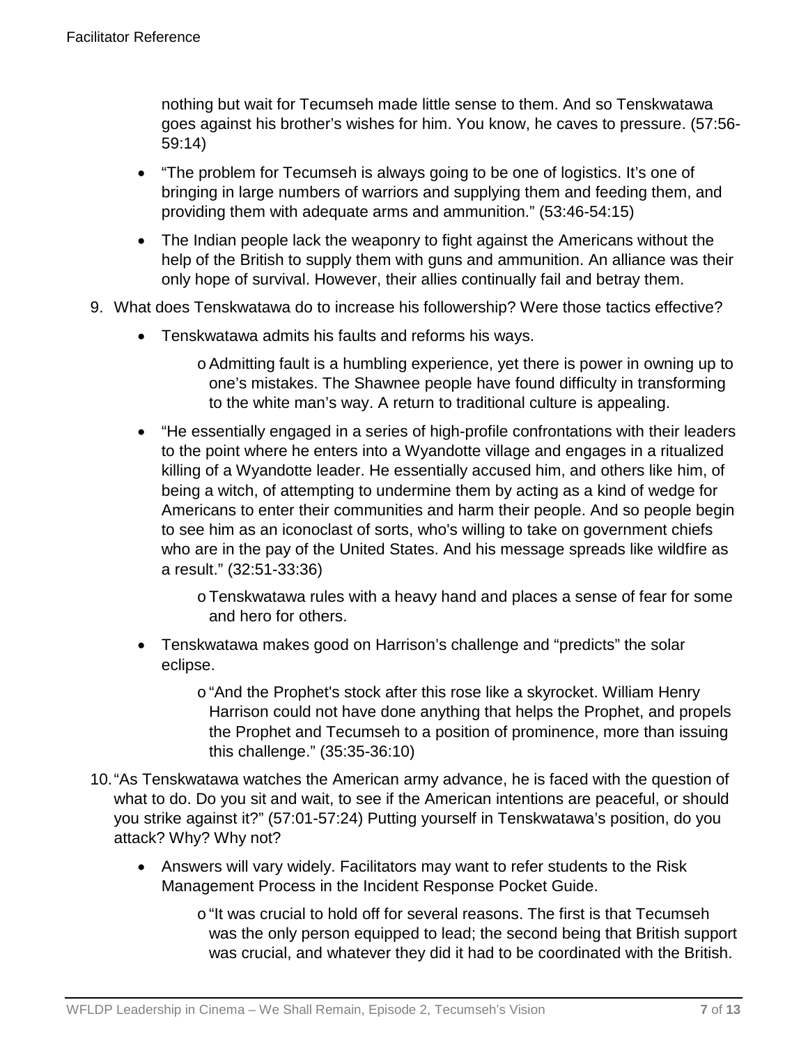nothing but wait for Tecumseh made little sense to them. And so Tenskwatawa goes against his brother's wishes for him. You know, he caves to pressure. (57:56-59:14)

- "The problem for Tecumseh is always going to be one of logistics. It's one of bringing in large numbers of warriors and supplying them and feeding them, and providing them with adequate arms and ammunition." (53:46-54:15)
- The Indian people lack the weaponry to fight against the Americans without the help of the British to supply them with guns and ammunition. An alliance was their only hope of survival. However, their allies continually fail and betray them.

9. What does Tenskwatawa do to increase his followership? Were those tactics effective?
   - Tenskwatawa admits his faults and reforms his ways.
     - Admitting fault is a humbling experience, yet there is power in owning up to one's mistakes. The Shawnee people have found difficulty in transforming to the white man's way. A return to traditional culture is appealing.
   - "He essentially engaged in a series of high-profile confrontations with their leaders to the point where he enters into a Wyandotte village and engages in a ritualized killing of a Wyandotte leader. He essentially accused him, and others like him, of being a witch, of attempting to undermine them by acting as a kind of wedge for Americans to enter their communities and harm their people. And so people begin to see him as an iconoclast of sorts, who's willing to take on government chiefs who are in the pay of the United States. And his message spreads like wildfire as a result." (32:51-33:36)
     - Tenskwatawa rules with a heavy hand and places a sense of fear for some and hero for others.
   - Tenskwatawa makes good on Harrison's challenge and "predicts" the solar eclipse.
     - "And the Prophet's stock after this rose like a skyrocket. William Henry Harrison could not have done anything that helps the Prophet, and propels the Prophet and Tecumseh to a position of prominence, more than issuing this challenge." (35:35-36:10)

10. "As Tenskwatawa watches the American army advance, he is faced with the question of what to do. Do you sit and wait, to see if the American intentions are peaceful, or should you strike against it?" (57:01-57:24) Putting yourself in Tenskwatawa's position, do you attack? Why? Why not?
    - Answers will vary widely. Facilitators may want to refer students to the Risk Management Process in the Incident Response Pocket Guide.
      - "It was crucial to hold off for several reasons. The first is that Tecumseh was the only person equipped to lead; the second being that British support was crucial, and whatever they did it had to be coordinated with the British.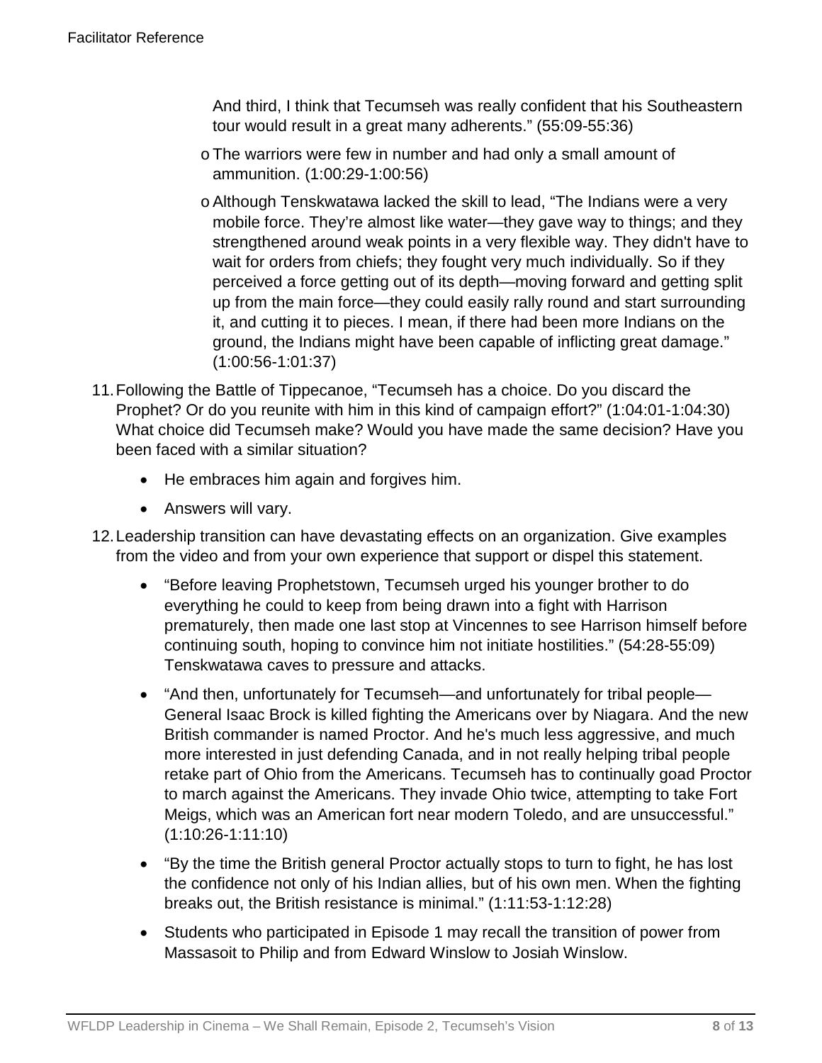And third, I think that Tecumseh was really confident that his Southeastern tour would result in a great many adherents." (55:09-55:36)

   - The warriors were few in number and had only a small amount of ammunition. (1:00:29-1:00:56)
   - Although Tenskwatawa lacked the skill to lead, "The Indians were a very mobile force. They're almost like water—they gave way to things; and they strengthened around weak points in a very flexible way. They didn't have to wait for orders from chiefs; they fought very much individually. So if they perceived a force getting out of its depth—moving forward and getting split up from the main force—they could easily rally round and start surrounding it, and cutting it to pieces. I mean, if there had been more Indians on the ground, the Indians might have been capable of inflicting great damage." (1:00:56-1:01:37)

11. Following the Battle of Tippecanoe, "Tecumseh has a choice. Do you discard the Prophet? Or do you reunite with him in this kind of campaign effort?" (1:04:01-1:04:30) What choice did Tecumseh make? Would you have made the same decision? Have you been faced with a similar situation?

    - He embraces him again and forgives him.
    - Answers will vary.

12. Leadership transition can have devastating effects on an organization. Give examples from the video and from your own experience that support or dispel this statement.

    - "Before leaving Prophetstown, Tecumseh urged his younger brother to do everything he could to keep from being drawn into a fight with Harrison prematurely, then made one last stop at Vincennes to see Harrison himself before continuing south, hoping to convince him not initiate hostilities." (54:28-55:09) Tenskwatawa caves to pressure and attacks.
    - "And then, unfortunately for Tecumseh—and unfortunately for tribal people—General Isaac Brock is killed fighting the Americans over by Niagara. And the new British commander is named Proctor. And he's much less aggressive, and much more interested in just defending Canada, and in not really helping tribal people retake part of Ohio from the Americans. Tecumseh has to continually goad Proctor to march against the Americans. They invade Ohio twice, attempting to take Fort Meigs, which was an American fort near modern Toledo, and are unsuccessful." (1:10:26-1:11:10)
    - "By the time the British general Proctor actually stops to turn to fight, he has lost the confidence not only of his Indian allies, but of his own men. When the fighting breaks out, the British resistance is minimal." (1:11:53-1:12:28)
    - Students who participated in Episode 1 may recall the transition of power from Massasoit to Philip and from Edward Winslow to Josiah Winslow.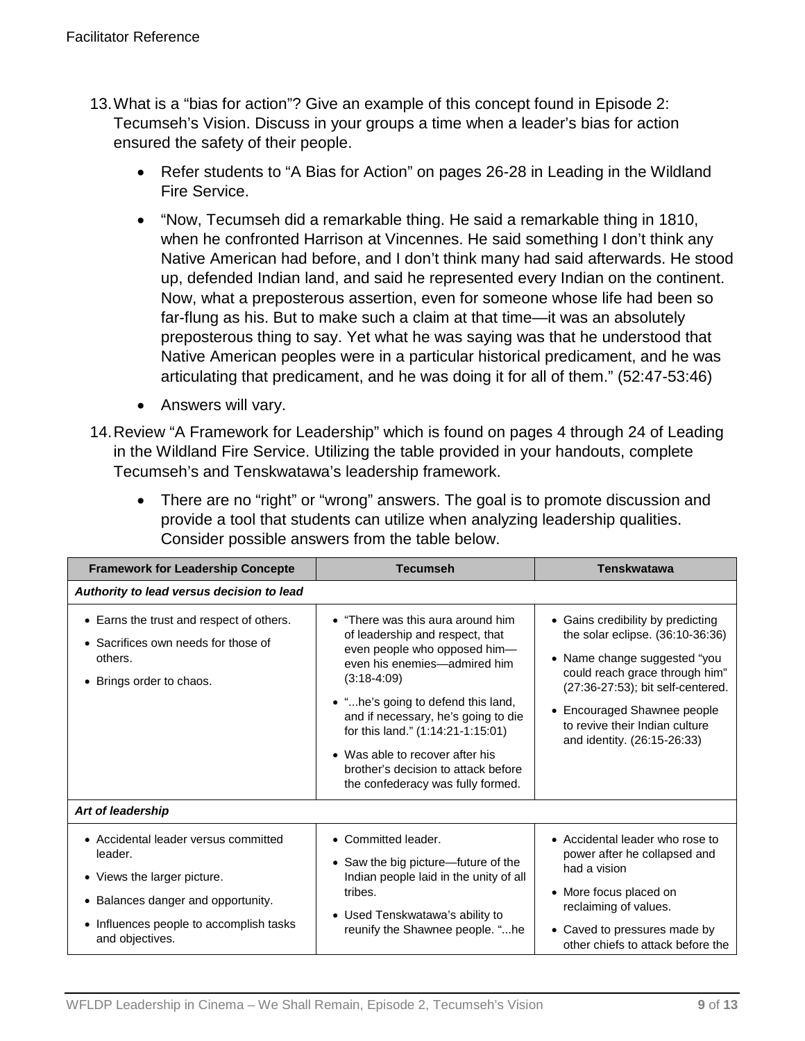13. What is a "bias for action"? Give an example of this concept found in Episode 2: Tecumseh's Vision. Discuss in your groups a time when a leader's bias for action ensured the safety of their people.

    - Refer students to "A Bias for Action" on pages 26-28 in Leading in the Wildland Fire Service.
    - "Now, Tecumseh did a remarkable thing. He said a remarkable thing in 1810, when he confronted Harrison at Vincennes. He said something I don't think any Native American had before, and I don't think many had said afterwards. He stood up, defended Indian land, and said he represented every Indian on the continent. Now, what a preposterous assertion, even for someone whose life had been so far-flung as his. But to make such a claim at that time—it was an absolutely preposterous thing to say. Yet what he was saying was that he understood that Native American peoples were in a particular historical predicament, and he was articulating that predicament, and he was doing it for all of them." (52:47-53:46)
    - Answers will vary.

14. Review "A Framework for Leadership" which is found on pages 4 through 24 of Leading in the Wildland Fire Service. Utilizing the table provided in your handouts, complete Tecumseh's and Tenskwatawa's leadership framework.

    - There are no "right" or "wrong" answers. The goal is to promote discussion and provide a tool that students can utilize when analyzing leadership qualities. Consider possible answers from the table below.

| Framework for Leadership Concepte | Tecumseh | Tenskwatawa |
|---|---|---|
| ***Authority to lead versus decision to lead*** | | |
| • Earns the trust and respect of others.<br>• Sacrifices own needs for those of others.<br>• Brings order to chaos. | • "There was this aura around him of leadership and respect, that even people who opposed him—even his enemies—admired him (3:18-4:09)<br>• "...he's going to defend this land, and if necessary, he's going to die for this land." (1:14:21-1:15:01)<br>• Was able to recover after his brother's decision to attack before the confederacy was fully formed. | • Gains credibility by predicting the solar eclipse. (36:10-36:36)<br>• Name change suggested "you could reach grace through him" (27:36-27:53); bit self-centered.<br>• Encouraged Shawnee people to revive their Indian culture and identity. (26:15-26:33) |
| ***Art of leadership*** | | |
| • Accidental leader versus committed leader.<br>• Views the larger picture.<br>• Balances danger and opportunity.<br>• Influences people to accomplish tasks and objectives. | • Committed leader.<br>• Saw the big picture—future of the Indian people laid in the unity of all tribes.<br>• Used Tenskwatawa's ability to reunify the Shawnee people. "...he | • Accidental leader who rose to power after he collapsed and had a vision<br>• More focus placed on reclaiming of values.<br>• Caved to pressures made by other chiefs to attack before the |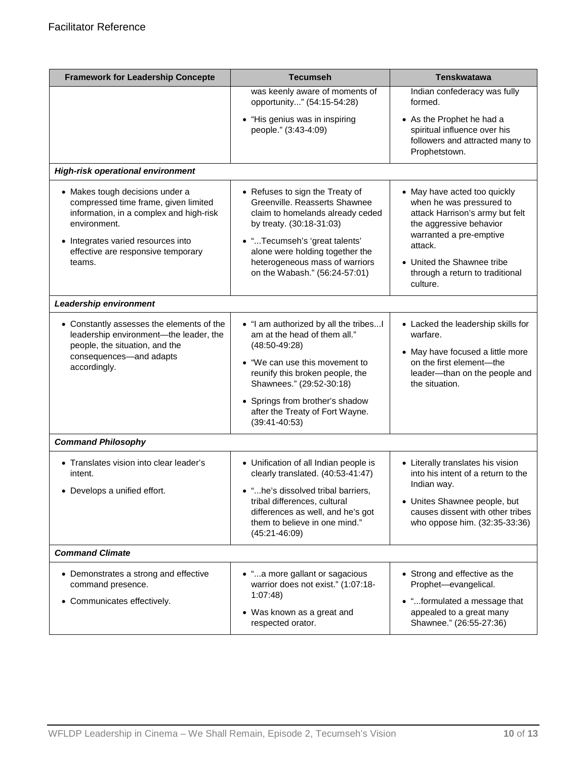| Framework for Leadership Concepte | Tecumseh | Tenskwatawa |
|---|---|---|
| | was keenly aware of moments of opportunity..." (54:15-54:28)<br>• "His genius was in inspiring people." (3:43-4:09) | Indian confederacy was fully formed.<br>• As the Prophet he had a spiritual influence over his followers and attracted many to Prophetstown. |
| ***High-risk operational environment*** | | |
| • Makes tough decisions under a compressed time frame, given limited information, in a complex and high-risk environment.<br>• Integrates varied resources into effective are responsive temporary teams. | • Refuses to sign the Treaty of Greenville. Reasserts Shawnee claim to homelands already ceded by treaty. (30:18-31:03)<br>• "...Tecumseh's 'great talents' alone were holding together the heterogeneous mass of warriors on the Wabash." (56:24-57:01) | • May have acted too quickly when he was pressured to attack Harrison's army but felt the aggressive behavior warranted a pre-emptive attack.<br>• United the Shawnee tribe through a return to traditional culture. |
| ***Leadership environment*** | | |
| • Constantly assesses the elements of the leadership environment—the leader, the people, the situation, and the consequences—and adapts accordingly. | • "I am authorized by all the tribes...I am at the head of them all." (48:50-49:28)<br>• "We can use this movement to reunify this broken people, the Shawnees." (29:52-30:18)<br>• Springs from brother's shadow after the Treaty of Fort Wayne. (39:41-40:53) | • Lacked the leadership skills for warfare.<br>• May have focused a little more on the first element—the leader—than on the people and the situation. |
| ***Command Philosophy*** | | |
| • Translates vision into clear leader's intent.<br>• Develops a unified effort. | • Unification of all Indian people is clearly translated. (40:53-41:47)<br>• "...he's dissolved tribal barriers, tribal differences, cultural differences as well, and he's got them to believe in one mind." (45:21-46:09) | • Literally translates his vision into his intent of a return to the Indian way.<br>• Unites Shawnee people, but causes dissent with other tribes who oppose him. (32:35-33:36) |
| ***Command Climate*** | | |
| • Demonstrates a strong and effective command presence.<br>• Communicates effectively. | • "...a more gallant or sagacious warrior does not exist." (1:07:18-1:07:48)<br>• Was known as a great and respected orator. | • Strong and effective as the Prophet—evangelical.<br>• "...formulated a message that appealed to a great many Shawnee." (26:55-27:36) |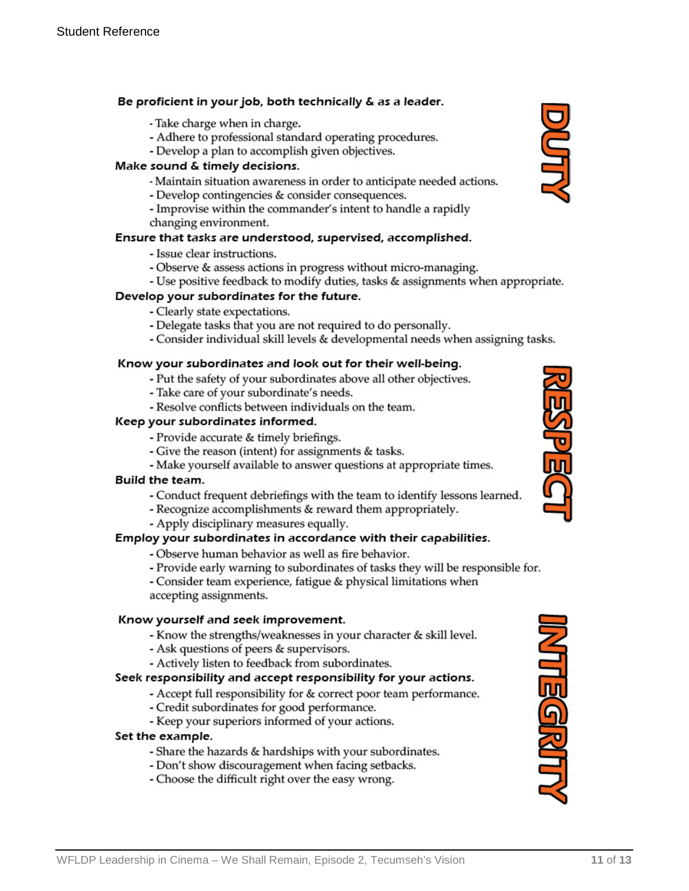## DUTY

**Be proficient in your job, both technically & as a leader.**

- Take charge when in charge.
- Adhere to professional standard operating procedures.
- Develop a plan to accomplish given objectives.

**Make sound & timely decisions.**

- Maintain situation awareness in order to anticipate needed actions.
- Develop contingencies & consider consequences.
- Improvise within the commander's intent to handle a rapidly changing environment.

**Ensure that tasks are understood, supervised, accomplished.**

- Issue clear instructions.
- Observe & assess actions in progress without micro-managing.
- Use positive feedback to modify duties, tasks & assignments when appropriate.

**Develop your subordinates for the future.**

- Clearly state expectations.
- Delegate tasks that you are not required to do personally.
- Consider individual skill levels & developmental needs when assigning tasks.

## RESPECT

**Know your subordinates and look out for their well-being.**

- Put the safety of your subordinates above all other objectives.
- Take care of your subordinate's needs.
- Resolve conflicts between individuals on the team.

**Keep your subordinates informed.**

- Provide accurate & timely briefings.
- Give the reason (intent) for assignments & tasks.
- Make yourself available to answer questions at appropriate times.

**Build the team.**

- Conduct frequent debriefings with the team to identify lessons learned.
- Recognize accomplishments & reward them appropriately.
- Apply disciplinary measures equally.

**Employ your subordinates in accordance with their capabilities.**

- Observe human behavior as well as fire behavior.
- Provide early warning to subordinates of tasks they will be responsible for.
- Consider team experience, fatigue & physical limitations when accepting assignments.

## INTEGRITY

**Know yourself and seek improvement.**

- Know the strengths/weaknesses in your character & skill level.
- Ask questions of peers & supervisors.
- Actively listen to feedback from subordinates.

**Seek responsibility and accept responsibility for your actions.**

- Accept full responsibility for & correct poor team performance.
- Credit subordinates for good performance.
- Keep your superiors informed of your actions.

**Set the example.**

- Share the hazards & hardships with your subordinates.
- Don't show discouragement when facing setbacks.
- Choose the difficult right over the easy wrong.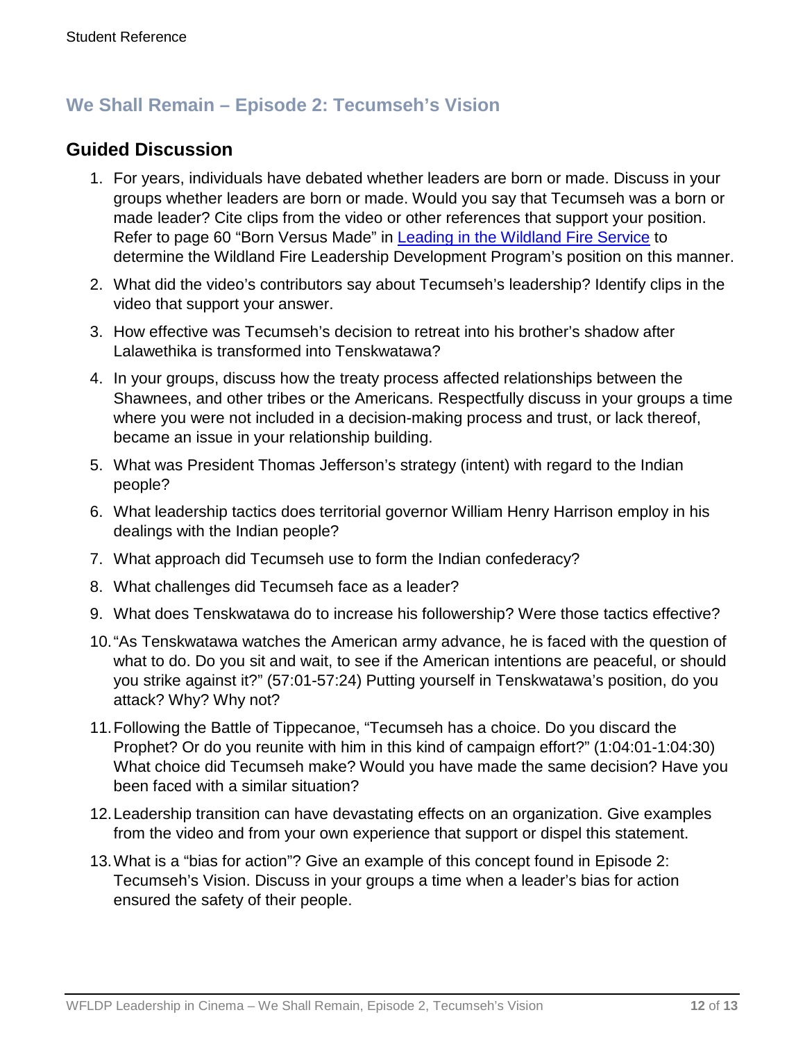## We Shall Remain – Episode 2: Tecumseh's Vision

### Guided Discussion

1. For years, individuals have debated whether leaders are born or made. Discuss in your groups whether leaders are born or made. Would you say that Tecumseh was a born or made leader? Cite clips from the video or other references that support your position. Refer to page 60 "Born Versus Made" in [Leading in the Wildland Fire Service]() to determine the Wildland Fire Leadership Development Program's position on this manner.
2. What did the video's contributors say about Tecumseh's leadership? Identify clips in the video that support your answer.
3. How effective was Tecumseh's decision to retreat into his brother's shadow after Lalawethika is transformed into Tenskwatawa?
4. In your groups, discuss how the treaty process affected relationships between the Shawnees, and other tribes or the Americans. Respectfully discuss in your groups a time where you were not included in a decision-making process and trust, or lack thereof, became an issue in your relationship building.
5. What was President Thomas Jefferson's strategy (intent) with regard to the Indian people?
6. What leadership tactics does territorial governor William Henry Harrison employ in his dealings with the Indian people?
7. What approach did Tecumseh use to form the Indian confederacy?
8. What challenges did Tecumseh face as a leader?
9. What does Tenskwatawa do to increase his followership? Were those tactics effective?
10. "As Tenskwatawa watches the American army advance, he is faced with the question of what to do. Do you sit and wait, to see if the American intentions are peaceful, or should you strike against it?" (57:01-57:24) Putting yourself in Tenskwatawa's position, do you attack? Why? Why not?
11. Following the Battle of Tippecanoe, "Tecumseh has a choice. Do you discard the Prophet? Or do you reunite with him in this kind of campaign effort?" (1:04:01-1:04:30) What choice did Tecumseh make? Would you have made the same decision? Have you been faced with a similar situation?
12. Leadership transition can have devastating effects on an organization. Give examples from the video and from your own experience that support or dispel this statement.
13. What is a "bias for action"? Give an example of this concept found in Episode 2: Tecumseh's Vision. Discuss in your groups a time when a leader's bias for action ensured the safety of their people.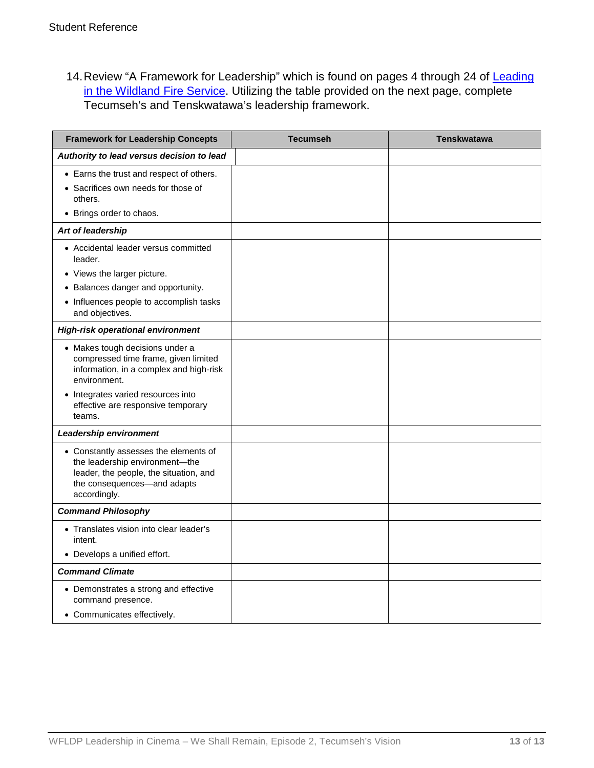14. Review "A Framework for Leadership" which is found on pages 4 through 24 of [Leading in the Wildland Fire Service](). Utilizing the table provided on the next page, complete Tecumseh's and Tenskwatawa's leadership framework.

| Framework for Leadership Concepts | Tecumseh | Tenskwatawa |
|---|---|---|
| ***Authority to lead versus decision to lead*** | | |
| • Earns the trust and respect of others.<br>• Sacrifices own needs for those of others.<br>• Brings order to chaos. | | |
| ***Art of leadership*** | | |
| • Accidental leader versus committed leader.<br>• Views the larger picture.<br>• Balances danger and opportunity.<br>• Influences people to accomplish tasks and objectives. | | |
| ***High-risk operational environment*** | | |
| • Makes tough decisions under a compressed time frame, given limited information, in a complex and high-risk environment.<br>• Integrates varied resources into effective are responsive temporary teams. | | |
| ***Leadership environment*** | | |
| • Constantly assesses the elements of the leadership environment—the leader, the people, the situation, and the consequences—and adapts accordingly. | | |
| ***Command Philosophy*** | | |
| • Translates vision into clear leader's intent.<br>• Develops a unified effort. | | |
| ***Command Climate*** | | |
| • Demonstrates a strong and effective command presence.<br>• Communicates effectively. | | |